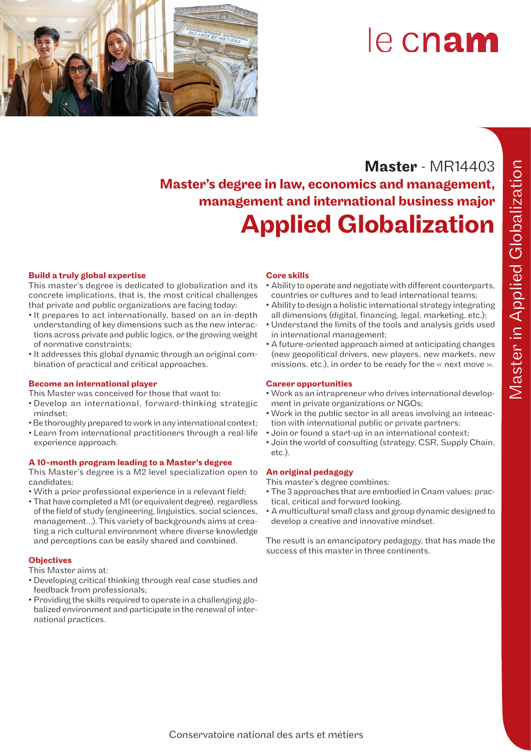le cnam

# Master - MR14403

## Master's degree in law, economics and management, management and international business major

# Applied Globalization

### Build a truly global expertise

This master's degree is dedicated to globalization and its concrete implications, that is, the most critical challenges that private and public organizations are facing today:

- It prepares to act internationally, based on an in-depth understanding of key dimensions such as the new interactions across private and public logics, or the growing weight of normative constraints;
- It addresses this global dynamic through an original combination of practical and critical approaches.

### Become an international player

This Master was conceived for those that want to:

- Develop an international, forward-thinking strategic mindset;
- Be thoroughly prepared to work in any international context;
- Learn from international practitioners through a real-life experience approach.

### A 10-month program leading to a Master's degree

This Master's degree is a M2 level specialization open to candidates:

- With a prior professional experience in a relevant field;
- That have completed a M1 (or equivalent degree), regardless of the field of study (engineering, linguistics, social sciences, management...). This variety of backgrounds aims at creating a rich cultural environment where diverse knowledge and perceptions can be easily shared and combined.

### Objectives

This Master aims at:

- Developing critical thinking through real case studies and feedback from professionals;
- Providing the skills required to operate in a challenging globalized environment and participate in the renewal of international practices.

### Core skills

- Ability to operate and negotiate with different counterparts, countries or cultures and to lead international teams;
- Ability to design a holistic international strategy integrating all dimensions (digital, financing, legal, marketing, etc.);
- Understand the limits of the tools and analysis grids used in international management;
- A future-oriented approach aimed at anticipating changes (new geopolitical drivers, new players, new markets, new missions, etc.), in order to be ready for the « next move ».

### Career opportunities

- Work as an intrapreneur who drives international development in private organizations or NGOs;
- Work in the public sector in all areas involving an inteeaction with international public or private partners;
- Join or found a start-up in an international context;
- Join the world of consulting (strategy, CSR, Supply Chain, etc.).

### An original pedagogy

This master's degree combines:

- The 3 approaches that are embodied in Cnam values: practical, critical and forward looking.
- A multicultural small class and group dynamic designed to develop a creative and innovative mindset.

The result is an emancipatory pedagogy, that has made the success of this master in three continents.

Conservatoire national des arts et métiers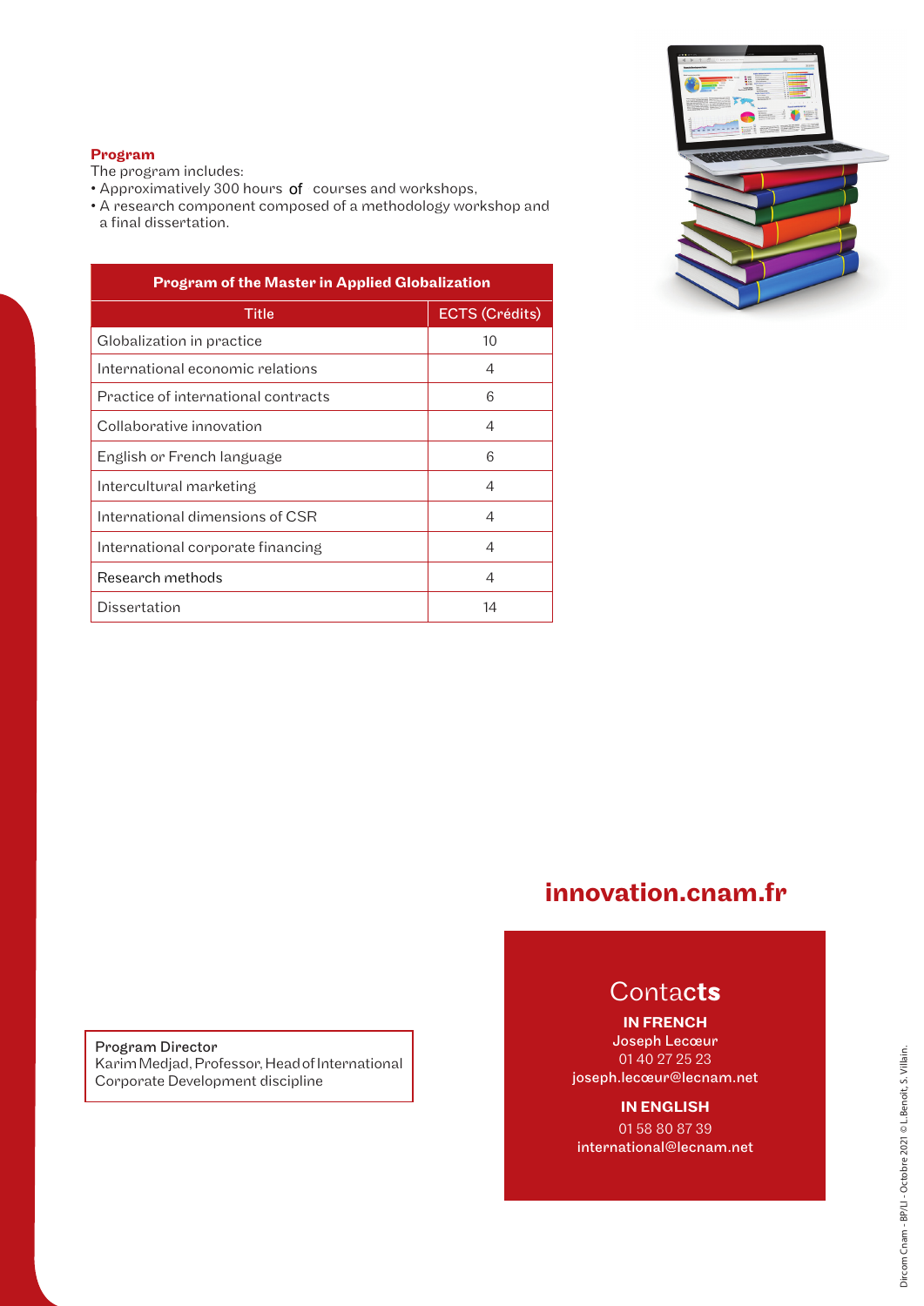**Program**

The program includes:

- Approximatively 300 hours of courses and workshops,
- A research component composed of a methodology workshop and a final dissertation.

**Program of the Master in Applied Globalization**

| Title | ECTS (Crédits) |
|---|---|
| Globalization in practice | 10 |
| International economic relations | 4 |
| Practice of international contracts | 6 |
| Collaborative innovation | 4 |
| English or French language | 6 |
| Intercultural marketing | 4 |
| International dimensions of CSR | 4 |
| International corporate financing | 4 |
| Research methods | 4 |
| Dissertation | 14 |

**innovation.cnam.fr**

Program Director
Karim Medjad, Professor, Head of International Corporate Development discipline

## Contacts

**IN FRENCH**
Joseph Lecœur
01 40 27 25 23
joseph.lecœur@lecnam.net

**IN ENGLISH**
01 58 80 87 39
international@lecnam.net

Dircom Cnam - BP/LI - Octobre 2021 © L.Benoit, S. Villain.